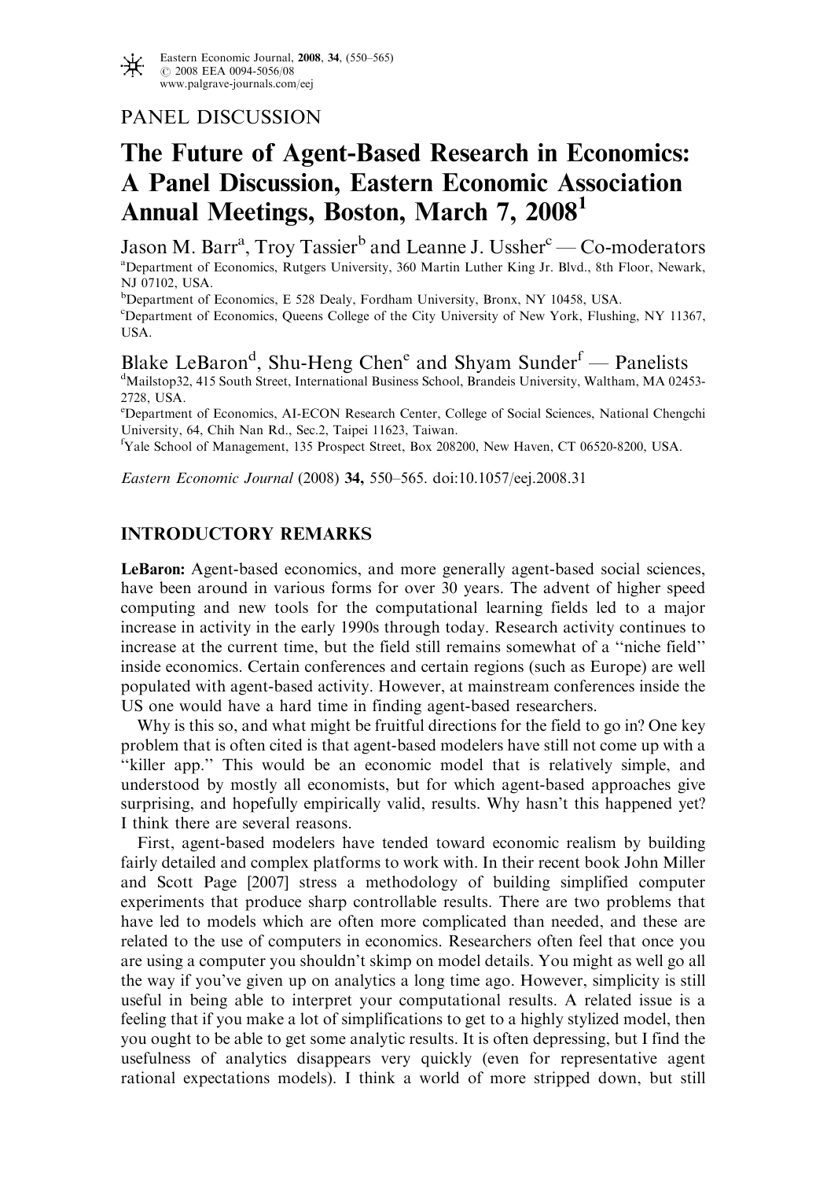PANEL DISCUSSION

# The Future of Agent-Based Research in Economics: A Panel Discussion, Eastern Economic Association Annual Meetings, Boston, March 7, 2008[1]

Jason M. Barr[a], Troy Tassier[b] and Leanne J. Ussher[c] — Co-moderators

[a]Department of Economics, Rutgers University, 360 Martin Luther King Jr. Blvd., 8th Floor, Newark, NJ 07102, USA.

[b]Department of Economics, E 528 Dealy, Fordham University, Bronx, NY 10458, USA.

[c]Department of Economics, Queens College of the City University of New York, Flushing, NY 11367, USA.

Blake LeBaron[d], Shu-Heng Chen[e] and Shyam Sunder[f] — Panelists

[d]Mailstop32, 415 South Street, International Business School, Brandeis University, Waltham, MA 02453-2728, USA.

[e]Department of Economics, AI-ECON Research Center, College of Social Sciences, National Chengchi University, 64, Chih Nan Rd., Sec.2, Taipei 11623, Taiwan.

[f]Yale School of Management, 135 Prospect Street, Box 208200, New Haven, CT 06520-8200, USA.

*Eastern Economic Journal* (2008) **34,** 550–565. doi:10.1057/eej.2008.31

## INTRODUCTORY REMARKS

**LeBaron:** Agent-based economics, and more generally agent-based social sciences, have been around in various forms for over 30 years. The advent of higher speed computing and new tools for the computational learning fields led to a major increase in activity in the early 1990s through today. Research activity continues to increase at the current time, but the field still remains somewhat of a ''niche field'' inside economics. Certain conferences and certain regions (such as Europe) are well populated with agent-based activity. However, at mainstream conferences inside the US one would have a hard time in finding agent-based researchers.

Why is this so, and what might be fruitful directions for the field to go in? One key problem that is often cited is that agent-based modelers have still not come up with a ''killer app.'' This would be an economic model that is relatively simple, and understood by mostly all economists, but for which agent-based approaches give surprising, and hopefully empirically valid, results. Why hasn't this happened yet? I think there are several reasons.

First, agent-based modelers have tended toward economic realism by building fairly detailed and complex platforms to work with. In their recent book John Miller and Scott Page [2007] stress a methodology of building simplified computer experiments that produce sharp controllable results. There are two problems that have led to models which are often more complicated than needed, and these are related to the use of computers in economics. Researchers often feel that once you are using a computer you shouldn't skimp on model details. You might as well go all the way if you've given up on analytics a long time ago. However, simplicity is still useful in being able to interpret your computational results. A related issue is a feeling that if you make a lot of simplifications to get to a highly stylized model, then you ought to be able to get some analytic results. It is often depressing, but I find the usefulness of analytics disappears very quickly (even for representative agent rational expectations models). I think a world of more stripped down, but still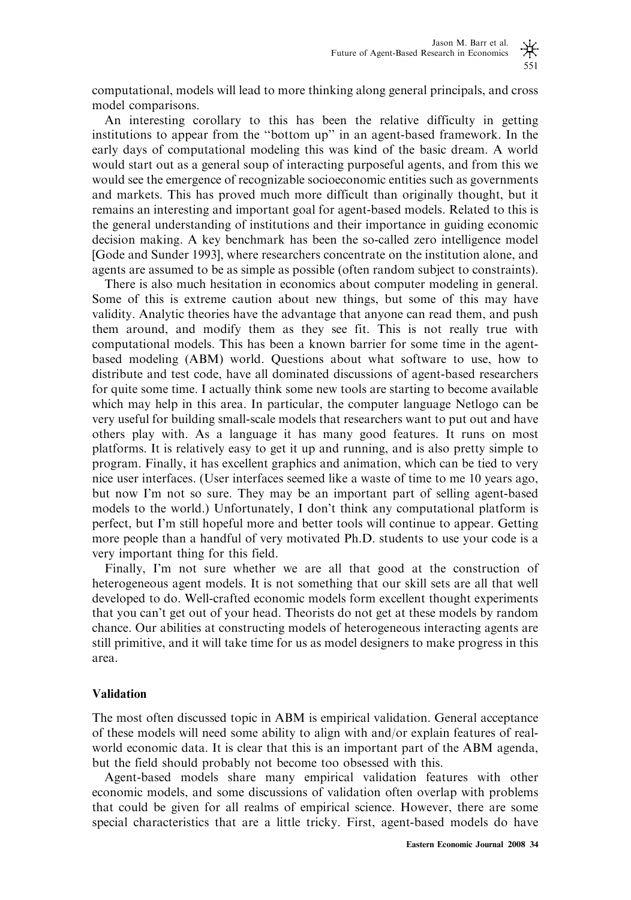computational, models will lead to more thinking along general principals, and cross model comparisons.

An interesting corollary to this has been the relative difficulty in getting institutions to appear from the "bottom up" in an agent-based framework. In the early days of computational modeling this was kind of the basic dream. A world would start out as a general soup of interacting purposeful agents, and from this we would see the emergence of recognizable socioeconomic entities such as governments and markets. This has proved much more difficult than originally thought, but it remains an interesting and important goal for agent-based models. Related to this is the general understanding of institutions and their importance in guiding economic decision making. A key benchmark has been the so-called zero intelligence model [Gode and Sunder 1993], where researchers concentrate on the institution alone, and agents are assumed to be as simple as possible (often random subject to constraints).

There is also much hesitation in economics about computer modeling in general. Some of this is extreme caution about new things, but some of this may have validity. Analytic theories have the advantage that anyone can read them, and push them around, and modify them as they see fit. This is not really true with computational models. This has been a known barrier for some time in the agent-based modeling (ABM) world. Questions about what software to use, how to distribute and test code, have all dominated discussions of agent-based researchers for quite some time. I actually think some new tools are starting to become available which may help in this area. In particular, the computer language Netlogo can be very useful for building small-scale models that researchers want to put out and have others play with. As a language it has many good features. It runs on most platforms. It is relatively easy to get it up and running, and is also pretty simple to program. Finally, it has excellent graphics and animation, which can be tied to very nice user interfaces. (User interfaces seemed like a waste of time to me 10 years ago, but now I'm not so sure. They may be an important part of selling agent-based models to the world.) Unfortunately, I don't think any computational platform is perfect, but I'm still hopeful more and better tools will continue to appear. Getting more people than a handful of very motivated Ph.D. students to use your code is a very important thing for this field.

Finally, I'm not sure whether we are all that good at the construction of heterogeneous agent models. It is not something that our skill sets are all that well developed to do. Well-crafted economic models form excellent thought experiments that you can't get out of your head. Theorists do not get at these models by random chance. Our abilities at constructing models of heterogeneous interacting agents are still primitive, and it will take time for us as model designers to make progress in this area.

## Validation

The most often discussed topic in ABM is empirical validation. General acceptance of these models will need some ability to align with and/or explain features of real-world economic data. It is clear that this is an important part of the ABM agenda, but the field should probably not become too obsessed with this.

Agent-based models share many empirical validation features with other economic models, and some discussions of validation often overlap with problems that could be given for all realms of empirical science. However, there are some special characteristics that are a little tricky. First, agent-based models do have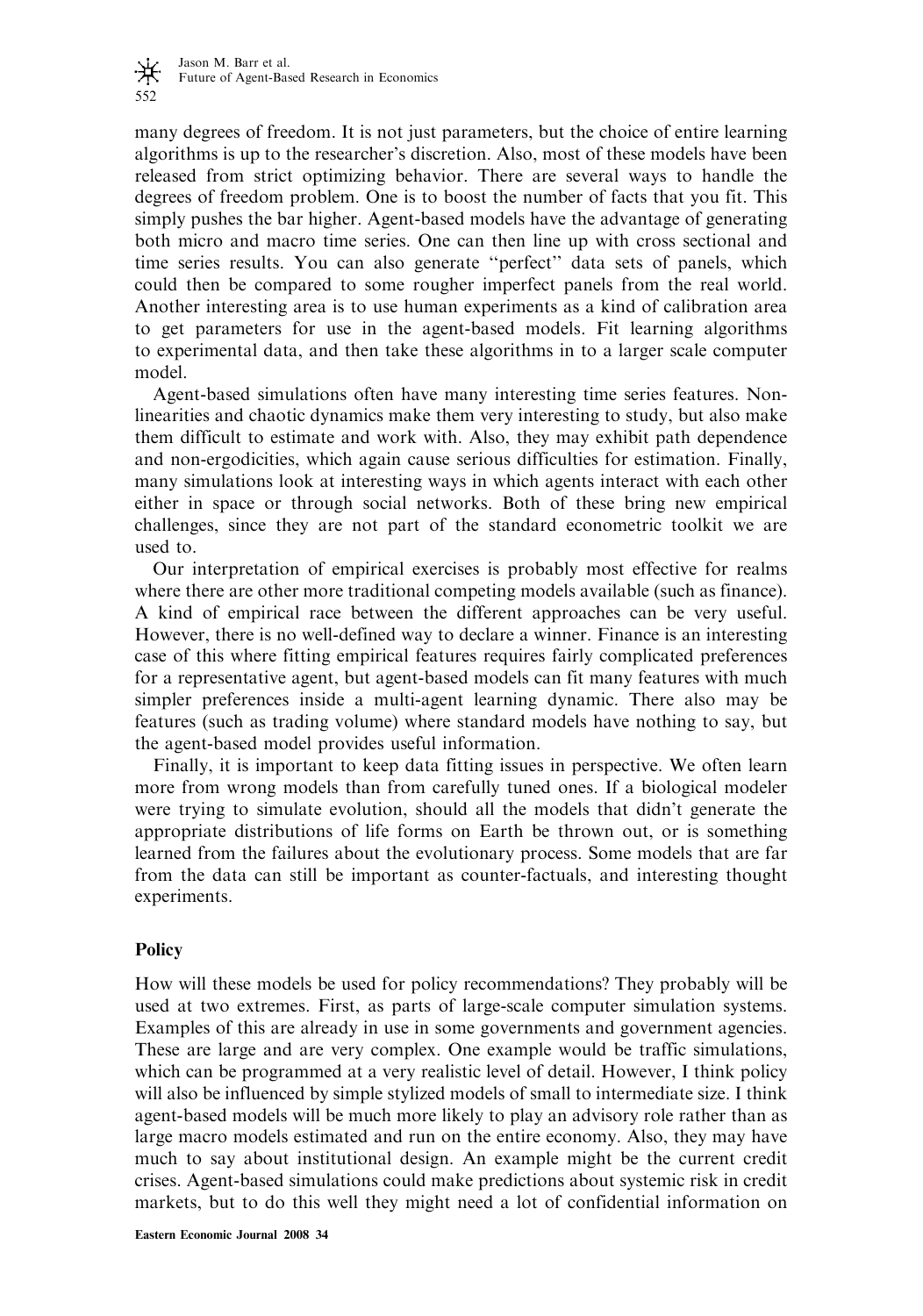many degrees of freedom. It is not just parameters, but the choice of entire learning algorithms is up to the researcher's discretion. Also, most of these models have been released from strict optimizing behavior. There are several ways to handle the degrees of freedom problem. One is to boost the number of facts that you fit. This simply pushes the bar higher. Agent-based models have the advantage of generating both micro and macro time series. One can then line up with cross sectional and time series results. You can also generate "perfect" data sets of panels, which could then be compared to some rougher imperfect panels from the real world. Another interesting area is to use human experiments as a kind of calibration area to get parameters for use in the agent-based models. Fit learning algorithms to experimental data, and then take these algorithms in to a larger scale computer model.

Agent-based simulations often have many interesting time series features. Non-linearities and chaotic dynamics make them very interesting to study, but also make them difficult to estimate and work with. Also, they may exhibit path dependence and non-ergodicities, which again cause serious difficulties for estimation. Finally, many simulations look at interesting ways in which agents interact with each other either in space or through social networks. Both of these bring new empirical challenges, since they are not part of the standard econometric toolkit we are used to.

Our interpretation of empirical exercises is probably most effective for realms where there are other more traditional competing models available (such as finance). A kind of empirical race between the different approaches can be very useful. However, there is no well-defined way to declare a winner. Finance is an interesting case of this where fitting empirical features requires fairly complicated preferences for a representative agent, but agent-based models can fit many features with much simpler preferences inside a multi-agent learning dynamic. There also may be features (such as trading volume) where standard models have nothing to say, but the agent-based model provides useful information.

Finally, it is important to keep data fitting issues in perspective. We often learn more from wrong models than from carefully tuned ones. If a biological modeler were trying to simulate evolution, should all the models that didn't generate the appropriate distributions of life forms on Earth be thrown out, or is something learned from the failures about the evolutionary process. Some models that are far from the data can still be important as counter-factuals, and interesting thought experiments.

## Policy

How will these models be used for policy recommendations? They probably will be used at two extremes. First, as parts of large-scale computer simulation systems. Examples of this are already in use in some governments and government agencies. These are large and are very complex. One example would be traffic simulations, which can be programmed at a very realistic level of detail. However, I think policy will also be influenced by simple stylized models of small to intermediate size. I think agent-based models will be much more likely to play an advisory role rather than as large macro models estimated and run on the entire economy. Also, they may have much to say about institutional design. An example might be the current credit crises. Agent-based simulations could make predictions about systemic risk in credit markets, but to do this well they might need a lot of confidential information on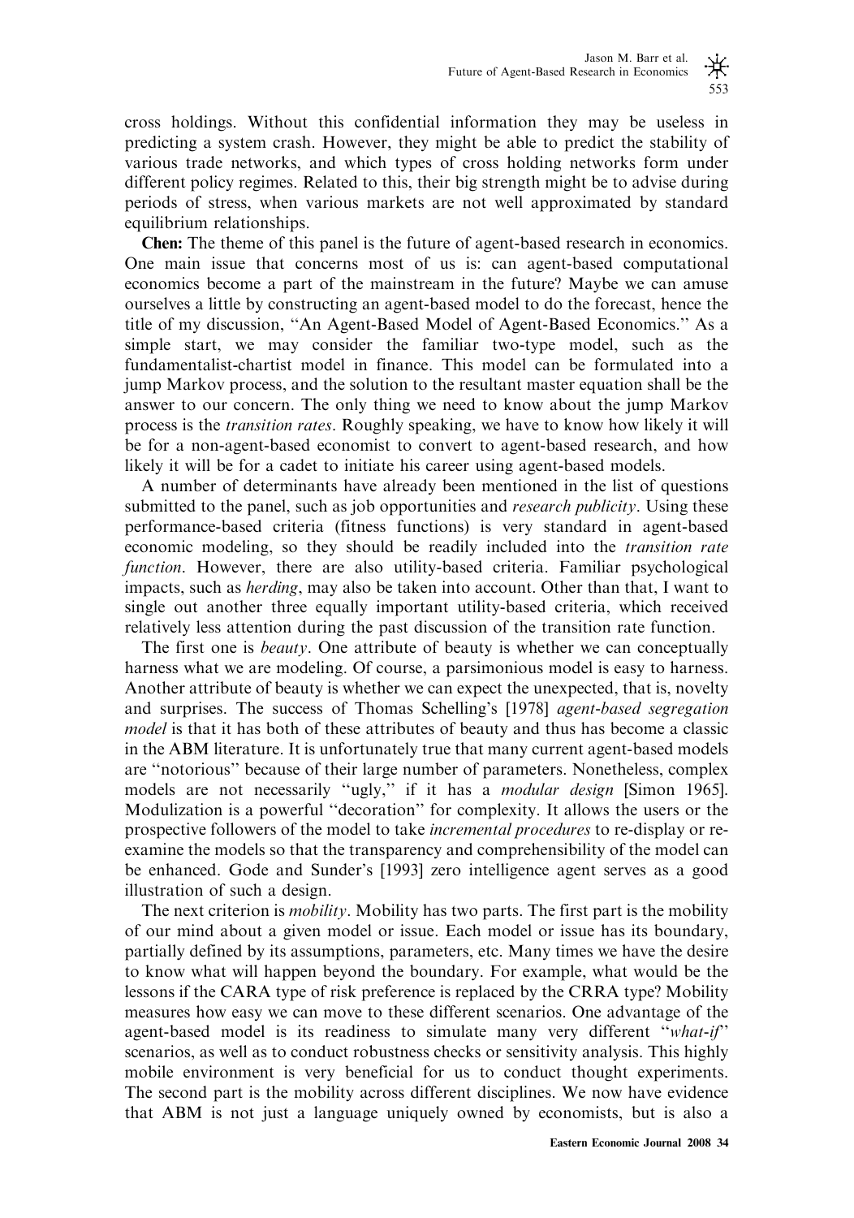cross holdings. Without this confidential information they may be useless in predicting a system crash. However, they might be able to predict the stability of various trade networks, and which types of cross holding networks form under different policy regimes. Related to this, their big strength might be to advise during periods of stress, when various markets are not well approximated by standard equilibrium relationships.

**Chen:** The theme of this panel is the future of agent-based research in economics. One main issue that concerns most of us is: can agent-based computational economics become a part of the mainstream in the future? Maybe we can amuse ourselves a little by constructing an agent-based model to do the forecast, hence the title of my discussion, "An Agent-Based Model of Agent-Based Economics." As a simple start, we may consider the familiar two-type model, such as the fundamentalist-chartist model in finance. This model can be formulated into a jump Markov process, and the solution to the resultant master equation shall be the answer to our concern. The only thing we need to know about the jump Markov process is the *transition rates*. Roughly speaking, we have to know how likely it will be for a non-agent-based economist to convert to agent-based research, and how likely it will be for a cadet to initiate his career using agent-based models.

A number of determinants have already been mentioned in the list of questions submitted to the panel, such as job opportunities and *research publicity*. Using these performance-based criteria (fitness functions) is very standard in agent-based economic modeling, so they should be readily included into the *transition rate function*. However, there are also utility-based criteria. Familiar psychological impacts, such as *herding*, may also be taken into account. Other than that, I want to single out another three equally important utility-based criteria, which received relatively less attention during the past discussion of the transition rate function.

The first one is *beauty*. One attribute of beauty is whether we can conceptually harness what we are modeling. Of course, a parsimonious model is easy to harness. Another attribute of beauty is whether we can expect the unexpected, that is, novelty and surprises. The success of Thomas Schelling's [1978] *agent-based segregation model* is that it has both of these attributes of beauty and thus has become a classic in the ABM literature. It is unfortunately true that many current agent-based models are "notorious" because of their large number of parameters. Nonetheless, complex models are not necessarily "ugly," if it has a *modular design* [Simon 1965]. Modulization is a powerful "decoration" for complexity. It allows the users or the prospective followers of the model to take *incremental procedures* to re-display or re-examine the models so that the transparency and comprehensibility of the model can be enhanced. Gode and Sunder's [1993] zero intelligence agent serves as a good illustration of such a design.

The next criterion is *mobility*. Mobility has two parts. The first part is the mobility of our mind about a given model or issue. Each model or issue has its boundary, partially defined by its assumptions, parameters, etc. Many times we have the desire to know what will happen beyond the boundary. For example, what would be the lessons if the CARA type of risk preference is replaced by the CRRA type? Mobility measures how easy we can move to these different scenarios. One advantage of the agent-based model is its readiness to simulate many very different "*what-if*" scenarios, as well as to conduct robustness checks or sensitivity analysis. This highly mobile environment is very beneficial for us to conduct thought experiments. The second part is the mobility across different disciplines. We now have evidence that ABM is not just a language uniquely owned by economists, but is also a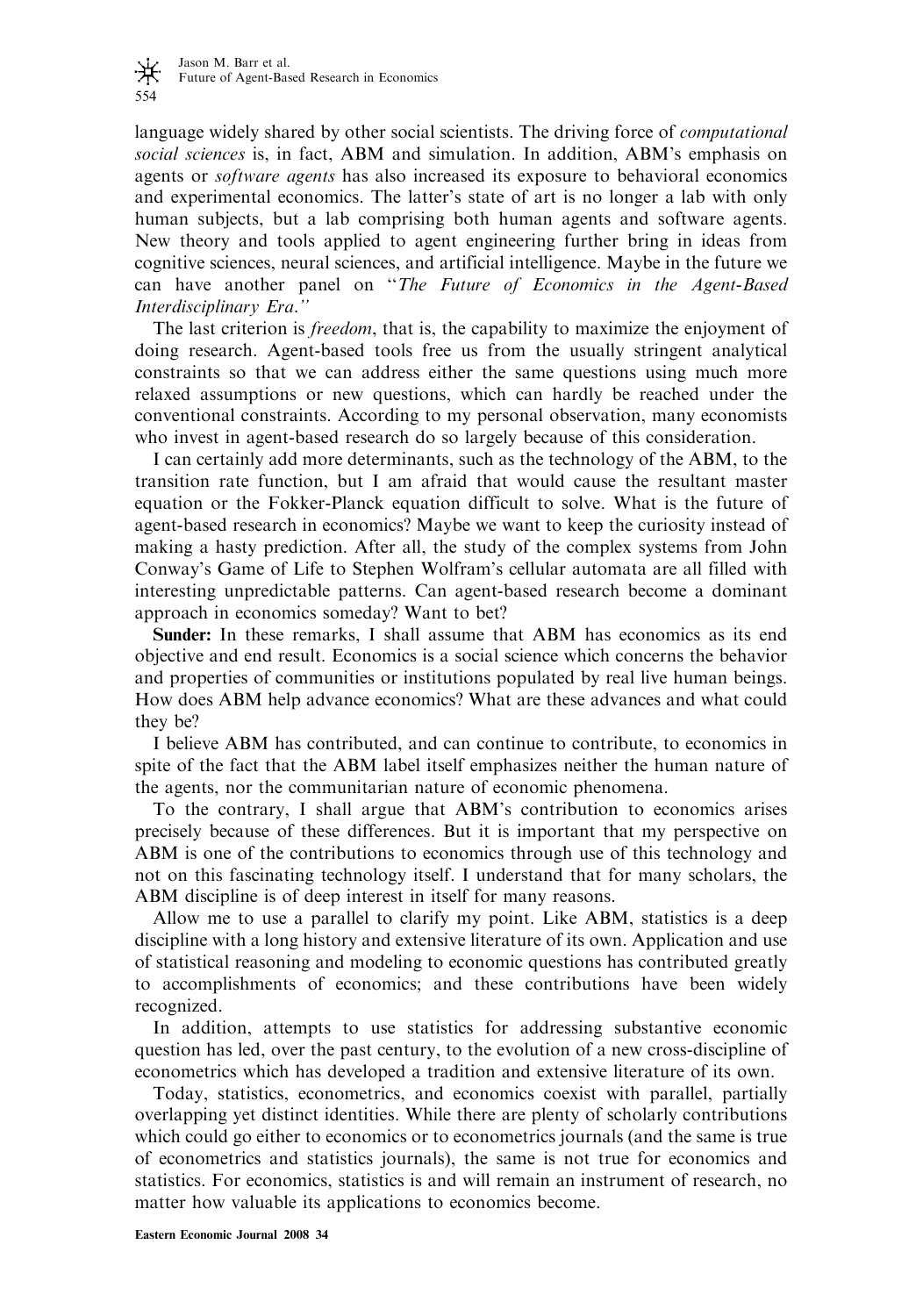language widely shared by other social scientists. The driving force of *computational social sciences* is, in fact, ABM and simulation. In addition, ABM's emphasis on agents or *software agents* has also increased its exposure to behavioral economics and experimental economics. The latter's state of art is no longer a lab with only human subjects, but a lab comprising both human agents and software agents. New theory and tools applied to agent engineering further bring in ideas from cognitive sciences, neural sciences, and artificial intelligence. Maybe in the future we can have another panel on "*The Future of Economics in the Agent-Based Interdisciplinary Era.*"

The last criterion is *freedom*, that is, the capability to maximize the enjoyment of doing research. Agent-based tools free us from the usually stringent analytical constraints so that we can address either the same questions using much more relaxed assumptions or new questions, which can hardly be reached under the conventional constraints. According to my personal observation, many economists who invest in agent-based research do so largely because of this consideration.

I can certainly add more determinants, such as the technology of the ABM, to the transition rate function, but I am afraid that would cause the resultant master equation or the Fokker-Planck equation difficult to solve. What is the future of agent-based research in economics? Maybe we want to keep the curiosity instead of making a hasty prediction. After all, the study of the complex systems from John Conway's Game of Life to Stephen Wolfram's cellular automata are all filled with interesting unpredictable patterns. Can agent-based research become a dominant approach in economics someday? Want to bet?

**Sunder:** In these remarks, I shall assume that ABM has economics as its end objective and end result. Economics is a social science which concerns the behavior and properties of communities or institutions populated by real live human beings. How does ABM help advance economics? What are these advances and what could they be?

I believe ABM has contributed, and can continue to contribute, to economics in spite of the fact that the ABM label itself emphasizes neither the human nature of the agents, nor the communitarian nature of economic phenomena.

To the contrary, I shall argue that ABM's contribution to economics arises precisely because of these differences. But it is important that my perspective on ABM is one of the contributions to economics through use of this technology and not on this fascinating technology itself. I understand that for many scholars, the ABM discipline is of deep interest in itself for many reasons.

Allow me to use a parallel to clarify my point. Like ABM, statistics is a deep discipline with a long history and extensive literature of its own. Application and use of statistical reasoning and modeling to economic questions has contributed greatly to accomplishments of economics; and these contributions have been widely recognized.

In addition, attempts to use statistics for addressing substantive economic question has led, over the past century, to the evolution of a new cross-discipline of econometrics which has developed a tradition and extensive literature of its own.

Today, statistics, econometrics, and economics coexist with parallel, partially overlapping yet distinct identities. While there are plenty of scholarly contributions which could go either to economics or to econometrics journals (and the same is true of econometrics and statistics journals), the same is not true for economics and statistics. For economics, statistics is and will remain an instrument of research, no matter how valuable its applications to economics become.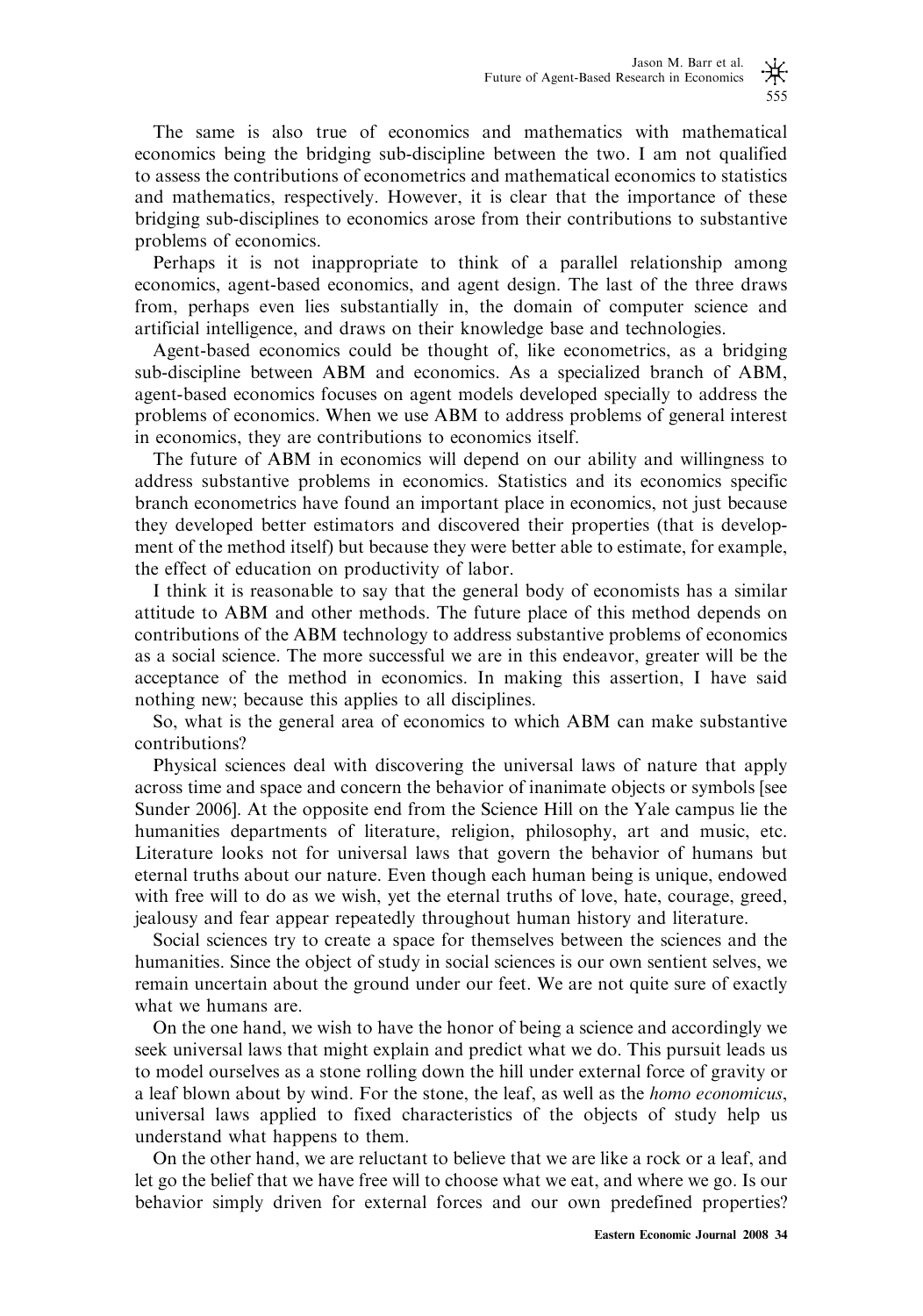The same is also true of economics and mathematics with mathematical economics being the bridging sub-discipline between the two. I am not qualified to assess the contributions of econometrics and mathematical economics to statistics and mathematics, respectively. However, it is clear that the importance of these bridging sub-disciplines to economics arose from their contributions to substantive problems of economics.

Perhaps it is not inappropriate to think of a parallel relationship among economics, agent-based economics, and agent design. The last of the three draws from, perhaps even lies substantially in, the domain of computer science and artificial intelligence, and draws on their knowledge base and technologies.

Agent-based economics could be thought of, like econometrics, as a bridging sub-discipline between ABM and economics. As a specialized branch of ABM, agent-based economics focuses on agent models developed specially to address the problems of economics. When we use ABM to address problems of general interest in economics, they are contributions to economics itself.

The future of ABM in economics will depend on our ability and willingness to address substantive problems in economics. Statistics and its economics specific branch econometrics have found an important place in economics, not just because they developed better estimators and discovered their properties (that is development of the method itself) but because they were better able to estimate, for example, the effect of education on productivity of labor.

I think it is reasonable to say that the general body of economists has a similar attitude to ABM and other methods. The future place of this method depends on contributions of the ABM technology to address substantive problems of economics as a social science. The more successful we are in this endeavor, greater will be the acceptance of the method in economics. In making this assertion, I have said nothing new; because this applies to all disciplines.

So, what is the general area of economics to which ABM can make substantive contributions?

Physical sciences deal with discovering the universal laws of nature that apply across time and space and concern the behavior of inanimate objects or symbols [see Sunder 2006]. At the opposite end from the Science Hill on the Yale campus lie the humanities departments of literature, religion, philosophy, art and music, etc. Literature looks not for universal laws that govern the behavior of humans but eternal truths about our nature. Even though each human being is unique, endowed with free will to do as we wish, yet the eternal truths of love, hate, courage, greed, jealousy and fear appear repeatedly throughout human history and literature.

Social sciences try to create a space for themselves between the sciences and the humanities. Since the object of study in social sciences is our own sentient selves, we remain uncertain about the ground under our feet. We are not quite sure of exactly what we humans are.

On the one hand, we wish to have the honor of being a science and accordingly we seek universal laws that might explain and predict what we do. This pursuit leads us to model ourselves as a stone rolling down the hill under external force of gravity or a leaf blown about by wind. For the stone, the leaf, as well as the *homo economicus*, universal laws applied to fixed characteristics of the objects of study help us understand what happens to them.

On the other hand, we are reluctant to believe that we are like a rock or a leaf, and let go the belief that we have free will to choose what we eat, and where we go. Is our behavior simply driven for external forces and our own predefined properties?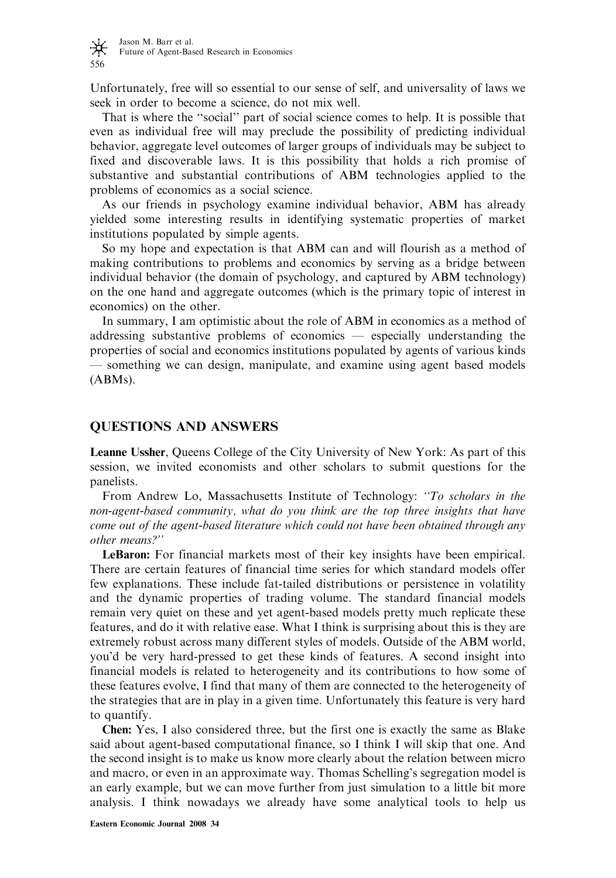Unfortunately, free will so essential to our sense of self, and universality of laws we seek in order to become a science, do not mix well.

That is where the "social" part of social science comes to help. It is possible that even as individual free will may preclude the possibility of predicting individual behavior, aggregate level outcomes of larger groups of individuals may be subject to fixed and discoverable laws. It is this possibility that holds a rich promise of substantive and substantial contributions of ABM technologies applied to the problems of economics as a social science.

As our friends in psychology examine individual behavior, ABM has already yielded some interesting results in identifying systematic properties of market institutions populated by simple agents.

So my hope and expectation is that ABM can and will flourish as a method of making contributions to problems and economics by serving as a bridge between individual behavior (the domain of psychology, and captured by ABM technology) on the one hand and aggregate outcomes (which is the primary topic of interest in economics) on the other.

In summary, I am optimistic about the role of ABM in economics as a method of addressing substantive problems of economics — especially understanding the properties of social and economics institutions populated by agents of various kinds — something we can design, manipulate, and examine using agent based models (ABMs).

## QUESTIONS AND ANSWERS

**Leanne Ussher**, Queens College of the City University of New York: As part of this session, we invited economists and other scholars to submit questions for the panelists.

From Andrew Lo, Massachusetts Institute of Technology: *"To scholars in the non-agent-based community, what do you think are the top three insights that have come out of the agent-based literature which could not have been obtained through any other means?"*

**LeBaron:** For financial markets most of their key insights have been empirical. There are certain features of financial time series for which standard models offer few explanations. These include fat-tailed distributions or persistence in volatility and the dynamic properties of trading volume. The standard financial models remain very quiet on these and yet agent-based models pretty much replicate these features, and do it with relative ease. What I think is surprising about this is they are extremely robust across many different styles of models. Outside of the ABM world, you'd be very hard-pressed to get these kinds of features. A second insight into financial models is related to heterogeneity and its contributions to how some of these features evolve, I find that many of them are connected to the heterogeneity of the strategies that are in play in a given time. Unfortunately this feature is very hard to quantify.

**Chen:** Yes, I also considered three, but the first one is exactly the same as Blake said about agent-based computational finance, so I think I will skip that one. And the second insight is to make us know more clearly about the relation between micro and macro, or even in an approximate way. Thomas Schelling's segregation model is an early example, but we can move further from just simulation to a little bit more analysis. I think nowadays we already have some analytical tools to help us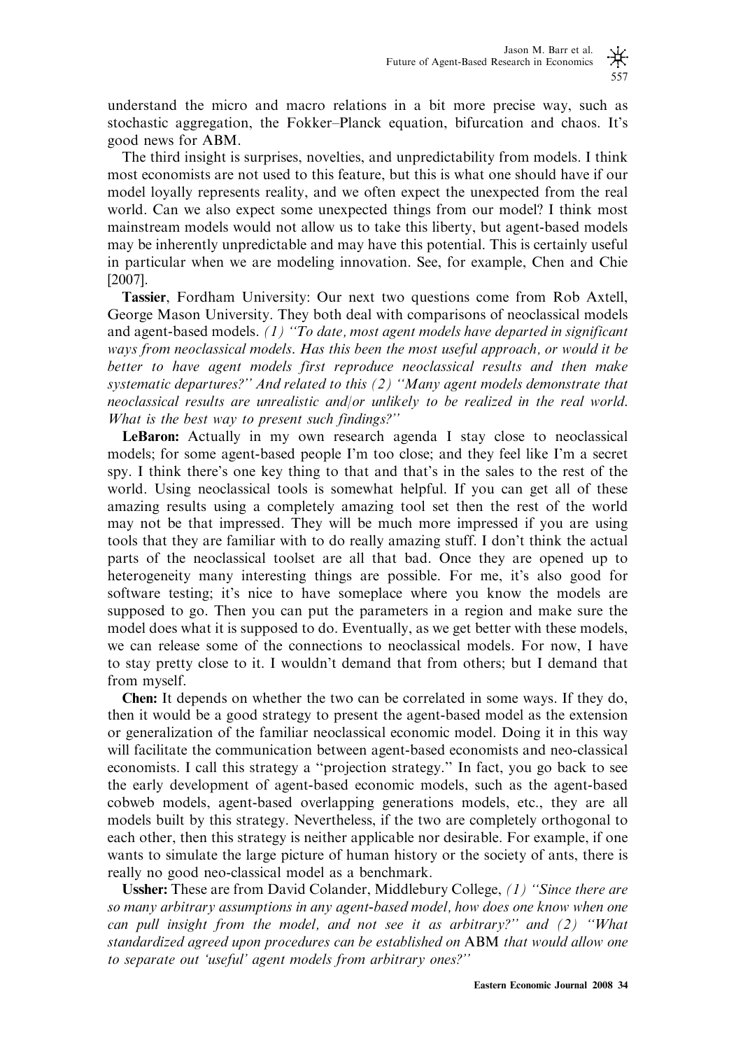understand the micro and macro relations in a bit more precise way, such as stochastic aggregation, the Fokker–Planck equation, bifurcation and chaos. It's good news for ABM.

The third insight is surprises, novelties, and unpredictability from models. I think most economists are not used to this feature, but this is what one should have if our model loyally represents reality, and we often expect the unexpected from the real world. Can we also expect some unexpected things from our model? I think most mainstream models would not allow us to take this liberty, but agent-based models may be inherently unpredictable and may have this potential. This is certainly useful in particular when we are modeling innovation. See, for example, Chen and Chie [2007].

**Tassier**, Fordham University: Our next two questions come from Rob Axtell, George Mason University. They both deal with comparisons of neoclassical models and agent-based models. *(1) "To date, most agent models have departed in significant ways from neoclassical models. Has this been the most useful approach, or would it be better to have agent models first reproduce neoclassical results and then make systematic departures?"* And related to this *(2) "Many agent models demonstrate that neoclassical results are unrealistic and/or unlikely to be realized in the real world. What is the best way to present such findings?"*

**LeBaron:** Actually in my own research agenda I stay close to neoclassical models; for some agent-based people I'm too close; and they feel like I'm a secret spy. I think there's one key thing to that and that's in the sales to the rest of the world. Using neoclassical tools is somewhat helpful. If you can get all of these amazing results using a completely amazing tool set then the rest of the world may not be that impressed. They will be much more impressed if you are using tools that they are familiar with to do really amazing stuff. I don't think the actual parts of the neoclassical toolset are all that bad. Once they are opened up to heterogeneity many interesting things are possible. For me, it's also good for software testing; it's nice to have someplace where you know the models are supposed to go. Then you can put the parameters in a region and make sure the model does what it is supposed to do. Eventually, as we get better with these models, we can release some of the connections to neoclassical models. For now, I have to stay pretty close to it. I wouldn't demand that from others; but I demand that from myself.

**Chen:** It depends on whether the two can be correlated in some ways. If they do, then it would be a good strategy to present the agent-based model as the extension or generalization of the familiar neoclassical economic model. Doing it in this way will facilitate the communication between agent-based economists and neo-classical economists. I call this strategy a "projection strategy." In fact, you go back to see the early development of agent-based economic models, such as the agent-based cobweb models, agent-based overlapping generations models, etc., they are all models built by this strategy. Nevertheless, if the two are completely orthogonal to each other, then this strategy is neither applicable nor desirable. For example, if one wants to simulate the large picture of human history or the society of ants, there is really no good neo-classical model as a benchmark.

**Ussher:** These are from David Colander, Middlebury College, *(1) "Since there are so many arbitrary assumptions in any agent-based model, how does one know when one can pull insight from the model, and not see it as arbitrary?"* and *(2) "What standardized agreed upon procedures can be established on* ABM *that would allow one to separate out 'useful' agent models from arbitrary ones?"*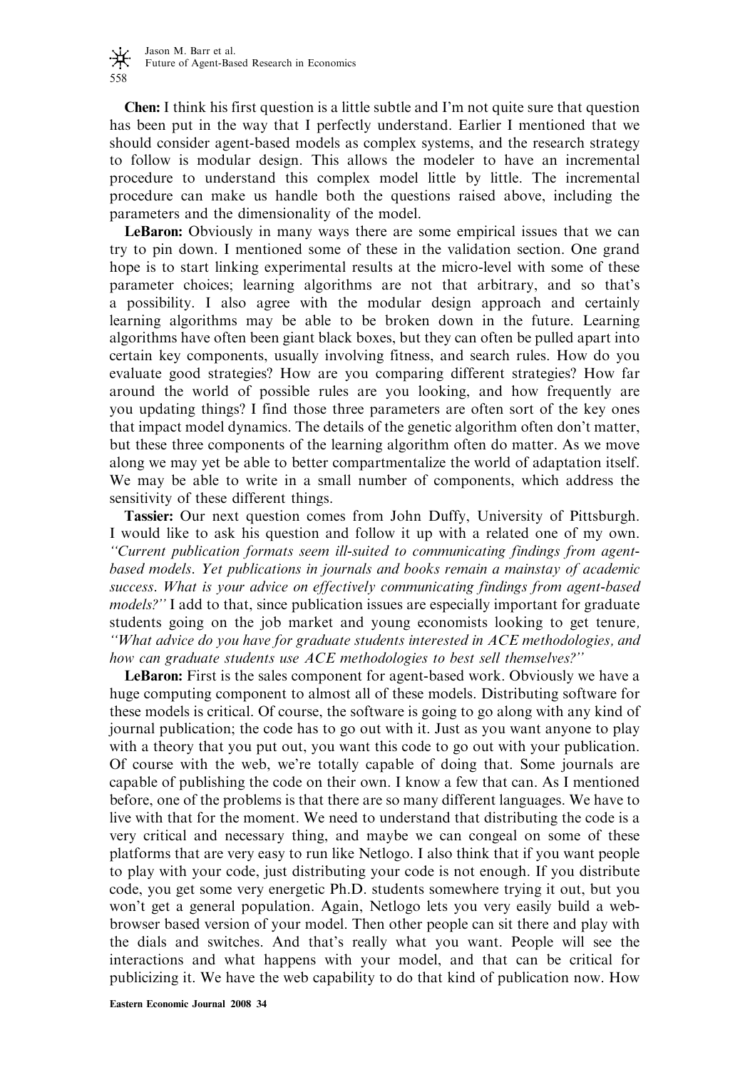**Chen:** I think his first question is a little subtle and I'm not quite sure that question has been put in the way that I perfectly understand. Earlier I mentioned that we should consider agent-based models as complex systems, and the research strategy to follow is modular design. This allows the modeler to have an incremental procedure to understand this complex model little by little. The incremental procedure can make us handle both the questions raised above, including the parameters and the dimensionality of the model.

**LeBaron:** Obviously in many ways there are some empirical issues that we can try to pin down. I mentioned some of these in the validation section. One grand hope is to start linking experimental results at the micro-level with some of these parameter choices; learning algorithms are not that arbitrary, and so that's a possibility. I also agree with the modular design approach and certainly learning algorithms may be able to be broken down in the future. Learning algorithms have often been giant black boxes, but they can often be pulled apart into certain key components, usually involving fitness, and search rules. How do you evaluate good strategies? How are you comparing different strategies? How far around the world of possible rules are you looking, and how frequently are you updating things? I find those three parameters are often sort of the key ones that impact model dynamics. The details of the genetic algorithm often don't matter, but these three components of the learning algorithm often do matter. As we move along we may yet be able to better compartmentalize the world of adaptation itself. We may be able to write in a small number of components, which address the sensitivity of these different things.

**Tassier:** Our next question comes from John Duffy, University of Pittsburgh. I would like to ask his question and follow it up with a related one of my own. *"Current publication formats seem ill-suited to communicating findings from agent-based models. Yet publications in journals and books remain a mainstay of academic success. What is your advice on effectively communicating findings from agent-based models?"* I add to that, since publication issues are especially important for graduate students going on the job market and young economists looking to get tenure, *"What advice do you have for graduate students interested in ACE methodologies, and how can graduate students use ACE methodologies to best sell themselves?"*

**LeBaron:** First is the sales component for agent-based work. Obviously we have a huge computing component to almost all of these models. Distributing software for these models is critical. Of course, the software is going to go along with any kind of journal publication; the code has to go out with it. Just as you want anyone to play with a theory that you put out, you want this code to go out with your publication. Of course with the web, we're totally capable of doing that. Some journals are capable of publishing the code on their own. I know a few that can. As I mentioned before, one of the problems is that there are so many different languages. We have to live with that for the moment. We need to understand that distributing the code is a very critical and necessary thing, and maybe we can congeal on some of these platforms that are very easy to run like Netlogo. I also think that if you want people to play with your code, just distributing your code is not enough. If you distribute code, you get some very energetic Ph.D. students somewhere trying it out, but you won't get a general population. Again, Netlogo lets you very easily build a web-browser based version of your model. Then other people can sit there and play with the dials and switches. And that's really what you want. People will see the interactions and what happens with your model, and that can be critical for publicizing it. We have the web capability to do that kind of publication now. How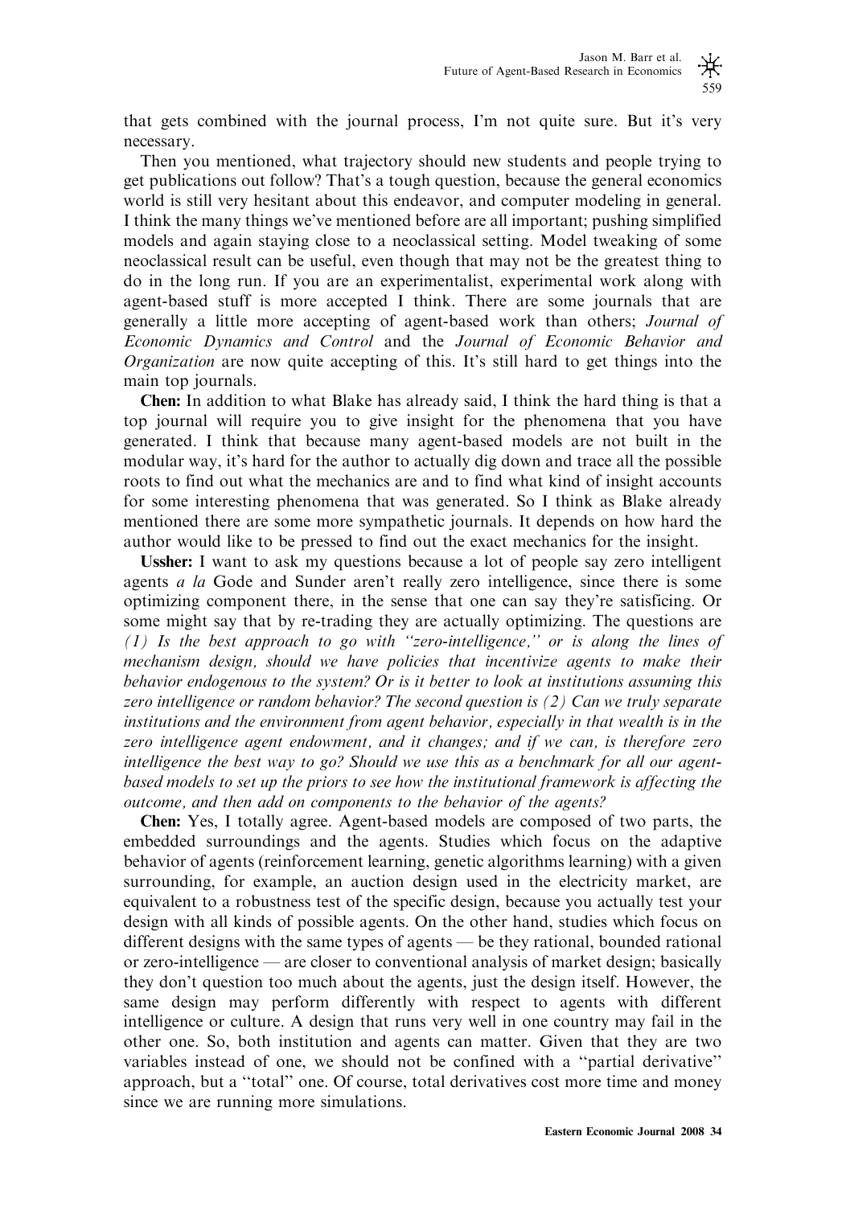that gets combined with the journal process, I'm not quite sure. But it's very necessary.

Then you mentioned, what trajectory should new students and people trying to get publications out follow? That's a tough question, because the general economics world is still very hesitant about this endeavor, and computer modeling in general. I think the many things we've mentioned before are all important; pushing simplified models and again staying close to a neoclassical setting. Model tweaking of some neoclassical result can be useful, even though that may not be the greatest thing to do in the long run. If you are an experimentalist, experimental work along with agent-based stuff is more accepted I think. There are some journals that are generally a little more accepting of agent-based work than others; *Journal of Economic Dynamics and Control* and the *Journal of Economic Behavior and Organization* are now quite accepting of this. It's still hard to get things into the main top journals.

**Chen:** In addition to what Blake has already said, I think the hard thing is that a top journal will require you to give insight for the phenomena that you have generated. I think that because many agent-based models are not built in the modular way, it's hard for the author to actually dig down and trace all the possible roots to find out what the mechanics are and to find what kind of insight accounts for some interesting phenomena that was generated. So I think as Blake already mentioned there are some more sympathetic journals. It depends on how hard the author would like to be pressed to find out the exact mechanics for the insight.

**Ussher:** I want to ask my questions because a lot of people say zero intelligent agents *a la* Gode and Sunder aren't really zero intelligence, since there is some optimizing component there, in the sense that one can say they're satisficing. Or some might say that by re-trading they are actually optimizing. The questions are *(1) Is the best approach to go with "zero-intelligence," or is along the lines of mechanism design, should we have policies that incentivize agents to make their behavior endogenous to the system? Or is it better to look at institutions assuming this zero intelligence or random behavior? The second question is (2) Can we truly separate institutions and the environment from agent behavior, especially in that wealth is in the zero intelligence agent endowment, and it changes; and if we can, is therefore zero intelligence the best way to go? Should we use this as a benchmark for all our agent-based models to set up the priors to see how the institutional framework is affecting the outcome, and then add on components to the behavior of the agents?*

**Chen:** Yes, I totally agree. Agent-based models are composed of two parts, the embedded surroundings and the agents. Studies which focus on the adaptive behavior of agents (reinforcement learning, genetic algorithms learning) with a given surrounding, for example, an auction design used in the electricity market, are equivalent to a robustness test of the specific design, because you actually test your design with all kinds of possible agents. On the other hand, studies which focus on different designs with the same types of agents — be they rational, bounded rational or zero-intelligence — are closer to conventional analysis of market design; basically they don't question too much about the agents, just the design itself. However, the same design may perform differently with respect to agents with different intelligence or culture. A design that runs very well in one country may fail in the other one. So, both institution and agents can matter. Given that they are two variables instead of one, we should not be confined with a "partial derivative" approach, but a "total" one. Of course, total derivatives cost more time and money since we are running more simulations.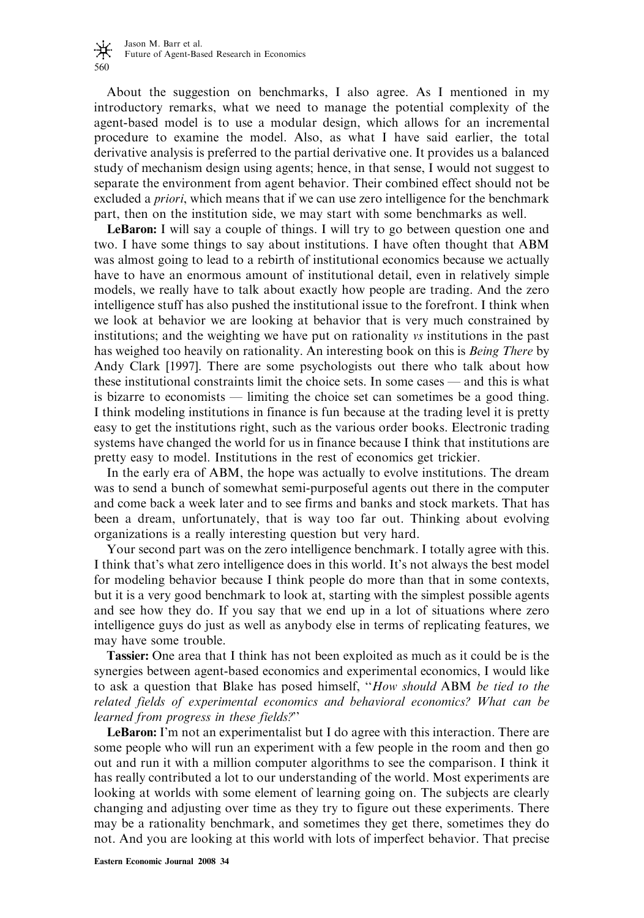About the suggestion on benchmarks, I also agree. As I mentioned in my introductory remarks, what we need to manage the potential complexity of the agent-based model is to use a modular design, which allows for an incremental procedure to examine the model. Also, as what I have said earlier, the total derivative analysis is preferred to the partial derivative one. It provides us a balanced study of mechanism design using agents; hence, in that sense, I would not suggest to separate the environment from agent behavior. Their combined effect should not be excluded a *priori*, which means that if we can use zero intelligence for the benchmark part, then on the institution side, we may start with some benchmarks as well.

**LeBaron:** I will say a couple of things. I will try to go between question one and two. I have some things to say about institutions. I have often thought that ABM was almost going to lead to a rebirth of institutional economics because we actually have to have an enormous amount of institutional detail, even in relatively simple models, we really have to talk about exactly how people are trading. And the zero intelligence stuff has also pushed the institutional issue to the forefront. I think when we look at behavior we are looking at behavior that is very much constrained by institutions; and the weighting we have put on rationality *vs* institutions in the past has weighed too heavily on rationality. An interesting book on this is *Being There* by Andy Clark [1997]. There are some psychologists out there who talk about how these institutional constraints limit the choice sets. In some cases — and this is what is bizarre to economists — limiting the choice set can sometimes be a good thing. I think modeling institutions in finance is fun because at the trading level it is pretty easy to get the institutions right, such as the various order books. Electronic trading systems have changed the world for us in finance because I think that institutions are pretty easy to model. Institutions in the rest of economics get trickier.

In the early era of ABM, the hope was actually to evolve institutions. The dream was to send a bunch of somewhat semi-purposeful agents out there in the computer and come back a week later and to see firms and banks and stock markets. That has been a dream, unfortunately, that is way too far out. Thinking about evolving organizations is a really interesting question but very hard.

Your second part was on the zero intelligence benchmark. I totally agree with this. I think that's what zero intelligence does in this world. It's not always the best model for modeling behavior because I think people do more than that in some contexts, but it is a very good benchmark to look at, starting with the simplest possible agents and see how they do. If you say that we end up in a lot of situations where zero intelligence guys do just as well as anybody else in terms of replicating features, we may have some trouble.

**Tassier:** One area that I think has not been exploited as much as it could be is the synergies between agent-based economics and experimental economics, I would like to ask a question that Blake has posed himself, "*How should* ABM *be tied to the related fields of experimental economics and behavioral economics? What can be learned from progress in these fields?*"

**LeBaron:** I'm not an experimentalist but I do agree with this interaction. There are some people who will run an experiment with a few people in the room and then go out and run it with a million computer algorithms to see the comparison. I think it has really contributed a lot to our understanding of the world. Most experiments are looking at worlds with some element of learning going on. The subjects are clearly changing and adjusting over time as they try to figure out these experiments. There may be a rationality benchmark, and sometimes they get there, sometimes they do not. And you are looking at this world with lots of imperfect behavior. That precise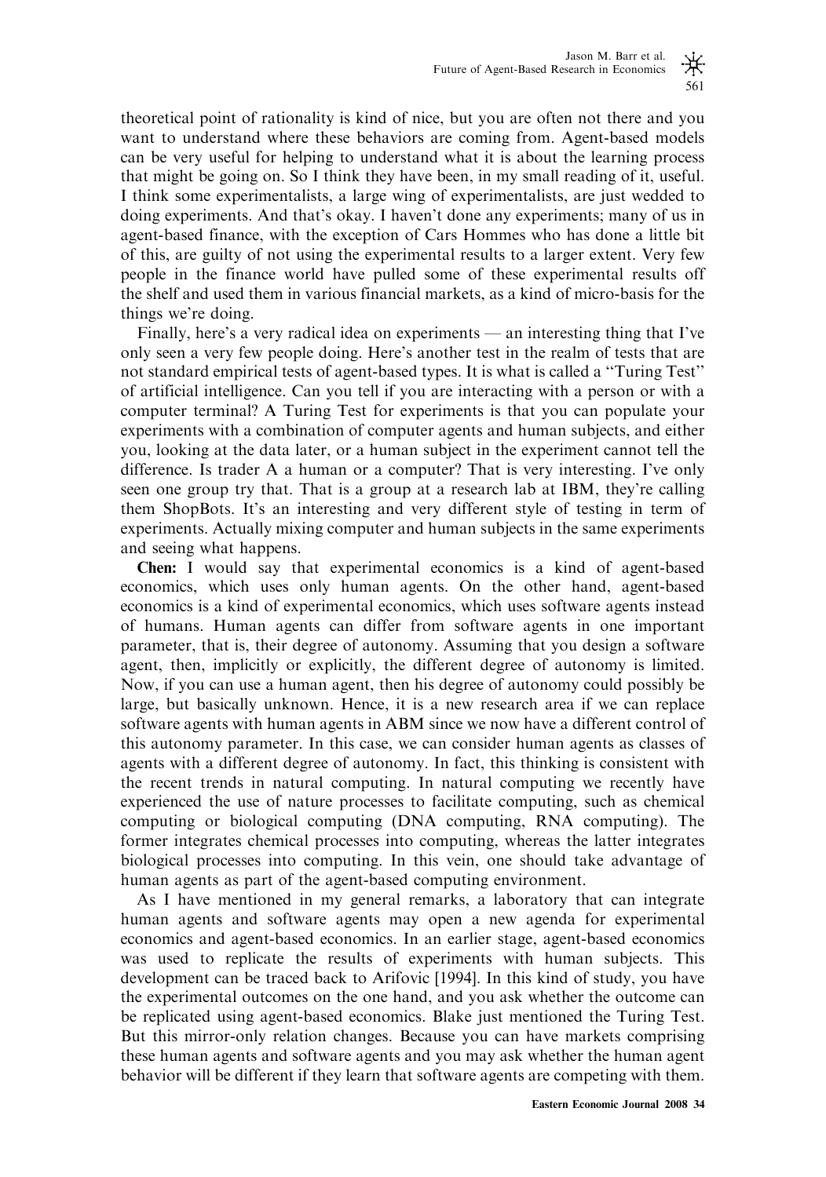theoretical point of rationality is kind of nice, but you are often not there and you want to understand where these behaviors are coming from. Agent-based models can be very useful for helping to understand what it is about the learning process that might be going on. So I think they have been, in my small reading of it, useful. I think some experimentalists, a large wing of experimentalists, are just wedded to doing experiments. And that's okay. I haven't done any experiments; many of us in agent-based finance, with the exception of Cars Hommes who has done a little bit of this, are guilty of not using the experimental results to a larger extent. Very few people in the finance world have pulled some of these experimental results off the shelf and used them in various financial markets, as a kind of micro-basis for the things we're doing.

Finally, here's a very radical idea on experiments — an interesting thing that I've only seen a very few people doing. Here's another test in the realm of tests that are not standard empirical tests of agent-based types. It is what is called a "Turing Test" of artificial intelligence. Can you tell if you are interacting with a person or with a computer terminal? A Turing Test for experiments is that you can populate your experiments with a combination of computer agents and human subjects, and either you, looking at the data later, or a human subject in the experiment cannot tell the difference. Is trader A a human or a computer? That is very interesting. I've only seen one group try that. That is a group at a research lab at IBM, they're calling them ShopBots. It's an interesting and very different style of testing in term of experiments. Actually mixing computer and human subjects in the same experiments and seeing what happens.

**Chen:** I would say that experimental economics is a kind of agent-based economics, which uses only human agents. On the other hand, agent-based economics is a kind of experimental economics, which uses software agents instead of humans. Human agents can differ from software agents in one important parameter, that is, their degree of autonomy. Assuming that you design a software agent, then, implicitly or explicitly, the different degree of autonomy is limited. Now, if you can use a human agent, then his degree of autonomy could possibly be large, but basically unknown. Hence, it is a new research area if we can replace software agents with human agents in ABM since we now have a different control of this autonomy parameter. In this case, we can consider human agents as classes of agents with a different degree of autonomy. In fact, this thinking is consistent with the recent trends in natural computing. In natural computing we recently have experienced the use of nature processes to facilitate computing, such as chemical computing or biological computing (DNA computing, RNA computing). The former integrates chemical processes into computing, whereas the latter integrates biological processes into computing. In this vein, one should take advantage of human agents as part of the agent-based computing environment.

As I have mentioned in my general remarks, a laboratory that can integrate human agents and software agents may open a new agenda for experimental economics and agent-based economics. In an earlier stage, agent-based economics was used to replicate the results of experiments with human subjects. This development can be traced back to Arifovic [1994]. In this kind of study, you have the experimental outcomes on the one hand, and you ask whether the outcome can be replicated using agent-based economics. Blake just mentioned the Turing Test. But this mirror-only relation changes. Because you can have markets comprising these human agents and software agents and you may ask whether the human agent behavior will be different if they learn that software agents are competing with them.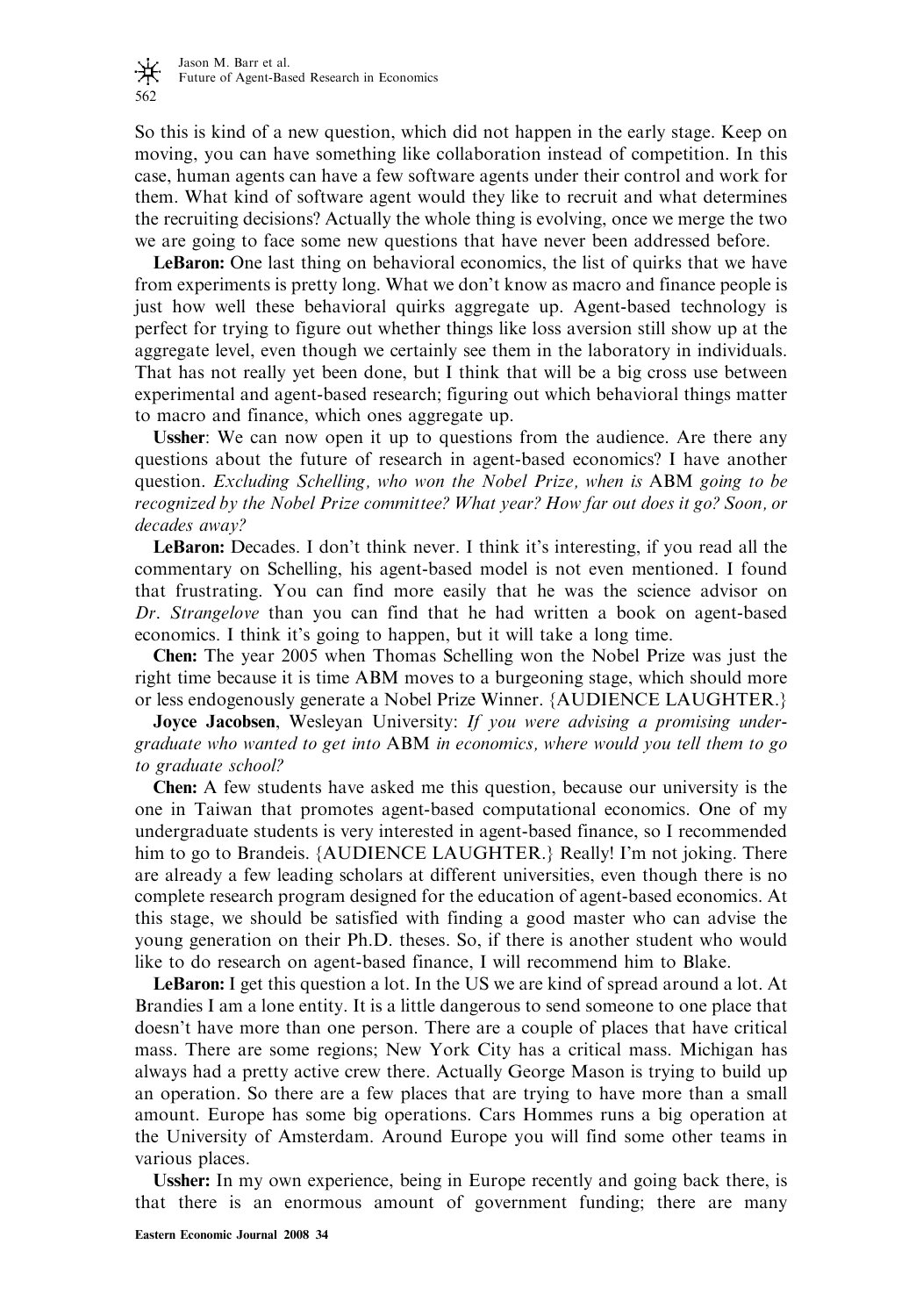So this is kind of a new question, which did not happen in the early stage. Keep on moving, you can have something like collaboration instead of competition. In this case, human agents can have a few software agents under their control and work for them. What kind of software agent would they like to recruit and what determines the recruiting decisions? Actually the whole thing is evolving, once we merge the two we are going to face some new questions that have never been addressed before.

**LeBaron:** One last thing on behavioral economics, the list of quirks that we have from experiments is pretty long. What we don't know as macro and finance people is just how well these behavioral quirks aggregate up. Agent-based technology is perfect for trying to figure out whether things like loss aversion still show up at the aggregate level, even though we certainly see them in the laboratory in individuals. That has not really yet been done, but I think that will be a big cross use between experimental and agent-based research; figuring out which behavioral things matter to macro and finance, which ones aggregate up.

**Ussher**: We can now open it up to questions from the audience. Are there any questions about the future of research in agent-based economics? I have another question. *Excluding Schelling, who won the Nobel Prize, when is* ABM *going to be recognized by the Nobel Prize committee? What year? How far out does it go? Soon, or decades away?*

**LeBaron:** Decades. I don't think never. I think it's interesting, if you read all the commentary on Schelling, his agent-based model is not even mentioned. I found that frustrating. You can find more easily that he was the science advisor on *Dr. Strangelove* than you can find that he had written a book on agent-based economics. I think it's going to happen, but it will take a long time.

**Chen:** The year 2005 when Thomas Schelling won the Nobel Prize was just the right time because it is time ABM moves to a burgeoning stage, which should more or less endogenously generate a Nobel Prize Winner. {AUDIENCE LAUGHTER.}

**Joyce Jacobsen**, Wesleyan University: *If you were advising a promising undergraduate who wanted to get into* ABM *in economics, where would you tell them to go to graduate school?*

**Chen:** A few students have asked me this question, because our university is the one in Taiwan that promotes agent-based computational economics. One of my undergraduate students is very interested in agent-based finance, so I recommended him to go to Brandeis. {AUDIENCE LAUGHTER.} Really! I'm not joking. There are already a few leading scholars at different universities, even though there is no complete research program designed for the education of agent-based economics. At this stage, we should be satisfied with finding a good master who can advise the young generation on their Ph.D. theses. So, if there is another student who would like to do research on agent-based finance, I will recommend him to Blake.

**LeBaron:** I get this question a lot. In the US we are kind of spread around a lot. At Brandies I am a lone entity. It is a little dangerous to send someone to one place that doesn't have more than one person. There are a couple of places that have critical mass. There are some regions; New York City has a critical mass. Michigan has always had a pretty active crew there. Actually George Mason is trying to build up an operation. So there are a few places that are trying to have more than a small amount. Europe has some big operations. Cars Hommes runs a big operation at the University of Amsterdam. Around Europe you will find some other teams in various places.

**Ussher:** In my own experience, being in Europe recently and going back there, is that there is an enormous amount of government funding; there are many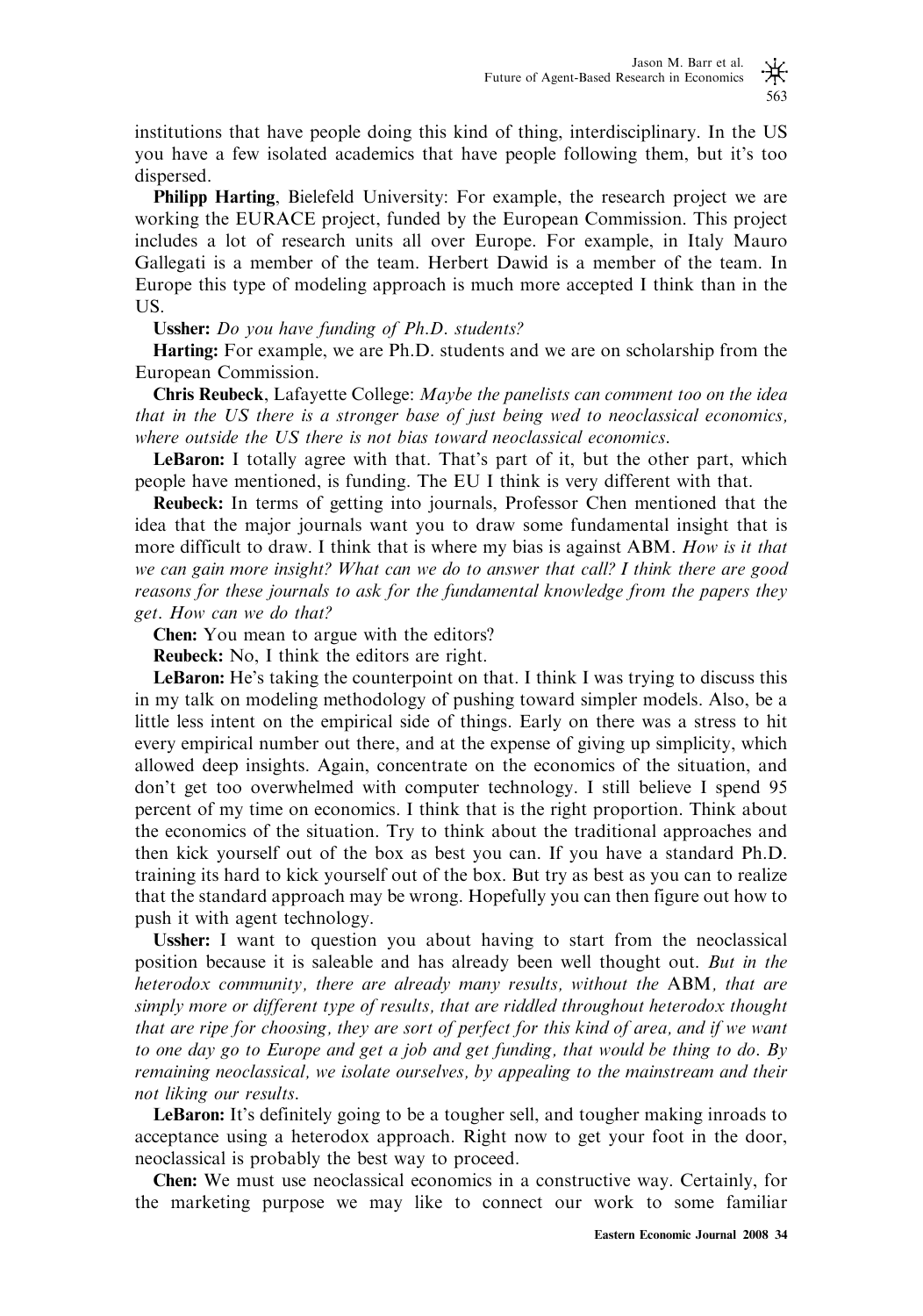institutions that have people doing this kind of thing, interdisciplinary. In the US you have a few isolated academics that have people following them, but it's too dispersed.

**Philipp Harting**, Bielefeld University: For example, the research project we are working the EURACE project, funded by the European Commission. This project includes a lot of research units all over Europe. For example, in Italy Mauro Gallegati is a member of the team. Herbert Dawid is a member of the team. In Europe this type of modeling approach is much more accepted I think than in the US.

**Ussher:** *Do you have funding of Ph.D. students?*

**Harting:** For example, we are Ph.D. students and we are on scholarship from the European Commission.

**Chris Reubeck**, Lafayette College: *Maybe the panelists can comment too on the idea that in the US there is a stronger base of just being wed to neoclassical economics, where outside the US there is not bias toward neoclassical economics.*

**LeBaron:** I totally agree with that. That's part of it, but the other part, which people have mentioned, is funding. The EU I think is very different with that.

**Reubeck:** In terms of getting into journals, Professor Chen mentioned that the idea that the major journals want you to draw some fundamental insight that is more difficult to draw. I think that is where my bias is against ABM. *How is it that we can gain more insight? What can we do to answer that call? I think there are good reasons for these journals to ask for the fundamental knowledge from the papers they get. How can we do that?*

**Chen:** You mean to argue with the editors?

**Reubeck:** No, I think the editors are right.

**LeBaron:** He's taking the counterpoint on that. I think I was trying to discuss this in my talk on modeling methodology of pushing toward simpler models. Also, be a little less intent on the empirical side of things. Early on there was a stress to hit every empirical number out there, and at the expense of giving up simplicity, which allowed deep insights. Again, concentrate on the economics of the situation, and don't get too overwhelmed with computer technology. I still believe I spend 95 percent of my time on economics. I think that is the right proportion. Think about the economics of the situation. Try to think about the traditional approaches and then kick yourself out of the box as best you can. If you have a standard Ph.D. training its hard to kick yourself out of the box. But try as best as you can to realize that the standard approach may be wrong. Hopefully you can then figure out how to push it with agent technology.

**Ussher:** I want to question you about having to start from the neoclassical position because it is saleable and has already been well thought out. *But in the heterodox community, there are already many results, without the* ABM*, that are simply more or different type of results, that are riddled throughout heterodox thought that are ripe for choosing, they are sort of perfect for this kind of area, and if we want to one day go to Europe and get a job and get funding, that would be thing to do. By remaining neoclassical, we isolate ourselves, by appealing to the mainstream and their not liking our results.*

**LeBaron:** It's definitely going to be a tougher sell, and tougher making inroads to acceptance using a heterodox approach. Right now to get your foot in the door, neoclassical is probably the best way to proceed.

**Chen:** We must use neoclassical economics in a constructive way. Certainly, for the marketing purpose we may like to connect our work to some familiar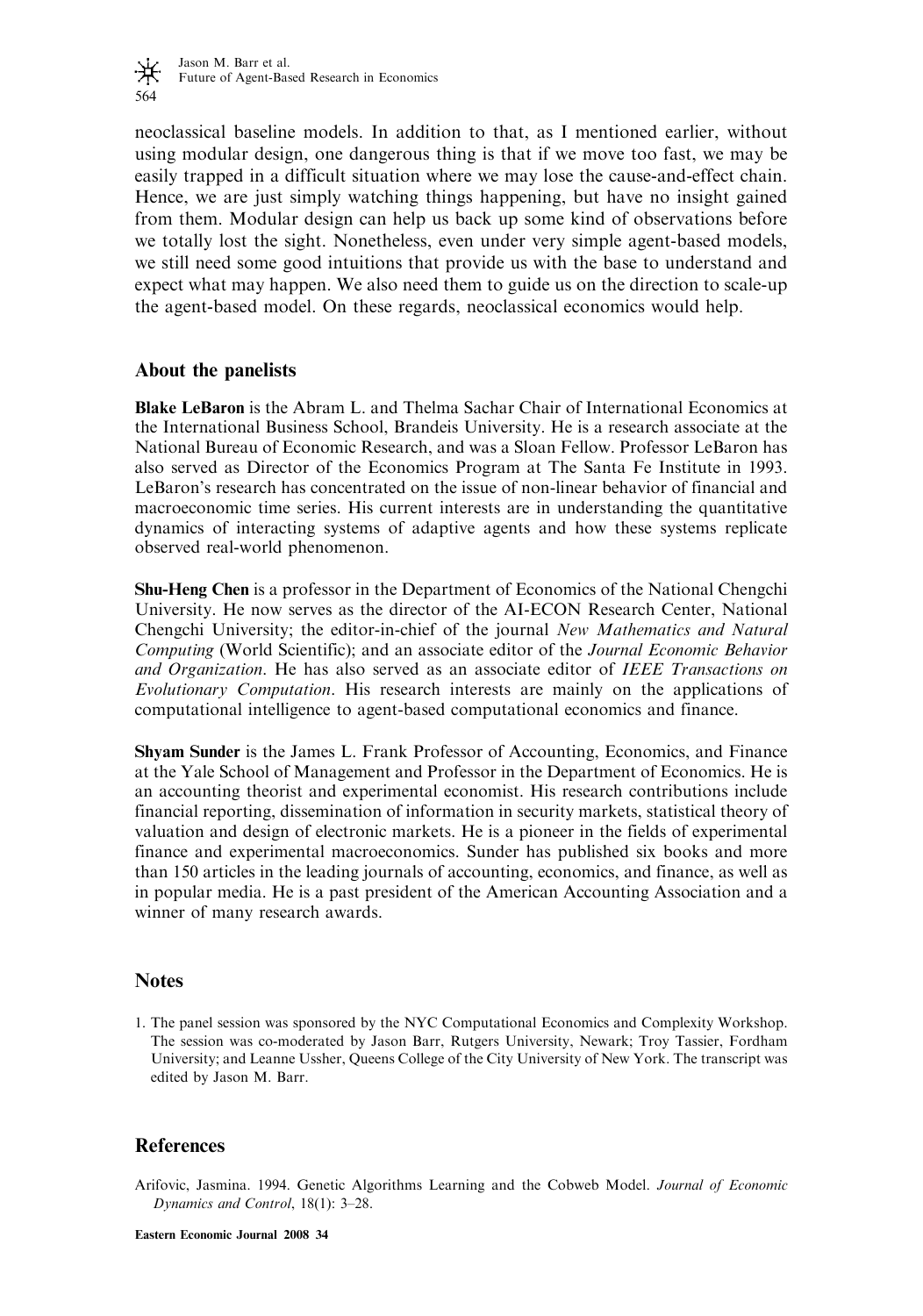neoclassical baseline models. In addition to that, as I mentioned earlier, without using modular design, one dangerous thing is that if we move too fast, we may be easily trapped in a difficult situation where we may lose the cause-and-effect chain. Hence, we are just simply watching things happening, but have no insight gained from them. Modular design can help us back up some kind of observations before we totally lost the sight. Nonetheless, even under very simple agent-based models, we still need some good intuitions that provide us with the base to understand and expect what may happen. We also need them to guide us on the direction to scale-up the agent-based model. On these regards, neoclassical economics would help.

## About the panelists

**Blake LeBaron** is the Abram L. and Thelma Sachar Chair of International Economics at the International Business School, Brandeis University. He is a research associate at the National Bureau of Economic Research, and was a Sloan Fellow. Professor LeBaron has also served as Director of the Economics Program at The Santa Fe Institute in 1993. LeBaron's research has concentrated on the issue of non-linear behavior of financial and macroeconomic time series. His current interests are in understanding the quantitative dynamics of interacting systems of adaptive agents and how these systems replicate observed real-world phenomenon.

**Shu-Heng Chen** is a professor in the Department of Economics of the National Chengchi University. He now serves as the director of the AI-ECON Research Center, National Chengchi University; the editor-in-chief of the journal *New Mathematics and Natural Computing* (World Scientific); and an associate editor of the *Journal Economic Behavior and Organization*. He has also served as an associate editor of *IEEE Transactions on Evolutionary Computation*. His research interests are mainly on the applications of computational intelligence to agent-based computational economics and finance.

**Shyam Sunder** is the James L. Frank Professor of Accounting, Economics, and Finance at the Yale School of Management and Professor in the Department of Economics. He is an accounting theorist and experimental economist. His research contributions include financial reporting, dissemination of information in security markets, statistical theory of valuation and design of electronic markets. He is a pioneer in the fields of experimental finance and experimental macroeconomics. Sunder has published six books and more than 150 articles in the leading journals of accounting, economics, and finance, as well as in popular media. He is a past president of the American Accounting Association and a winner of many research awards.

## Notes

1. The panel session was sponsored by the NYC Computational Economics and Complexity Workshop. The session was co-moderated by Jason Barr, Rutgers University, Newark; Troy Tassier, Fordham University; and Leanne Ussher, Queens College of the City University of New York. The transcript was edited by Jason M. Barr.

## References

Arifovic, Jasmina. 1994. Genetic Algorithms Learning and the Cobweb Model. *Journal of Economic Dynamics and Control*, 18(1): 3–28.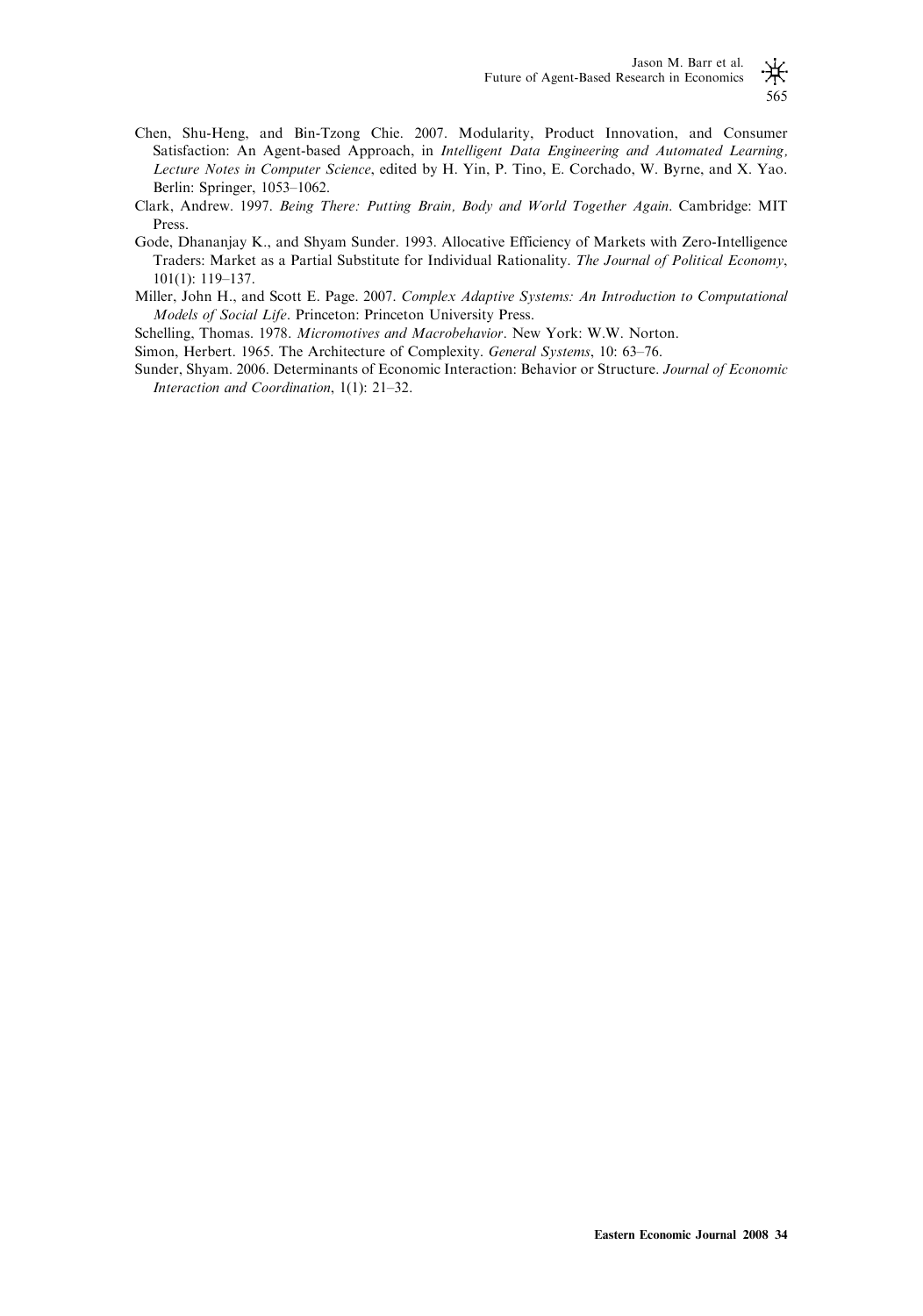Chen, Shu-Heng, and Bin-Tzong Chie. 2007. Modularity, Product Innovation, and Consumer Satisfaction: An Agent-based Approach, in *Intelligent Data Engineering and Automated Learning, Lecture Notes in Computer Science*, edited by H. Yin, P. Tino, E. Corchado, W. Byrne, and X. Yao. Berlin: Springer, 1053–1062.

Clark, Andrew. 1997. *Being There: Putting Brain, Body and World Together Again*. Cambridge: MIT Press.

Gode, Dhananjay K., and Shyam Sunder. 1993. Allocative Efficiency of Markets with Zero-Intelligence Traders: Market as a Partial Substitute for Individual Rationality. *The Journal of Political Economy*, 101(1): 119–137.

Miller, John H., and Scott E. Page. 2007. *Complex Adaptive Systems: An Introduction to Computational Models of Social Life*. Princeton: Princeton University Press.

Schelling, Thomas. 1978. *Micromotives and Macrobehavior*. New York: W.W. Norton.

Simon, Herbert. 1965. The Architecture of Complexity. *General Systems*, 10: 63–76.

Sunder, Shyam. 2006. Determinants of Economic Interaction: Behavior or Structure. *Journal of Economic Interaction and Coordination*, 1(1): 21–32.